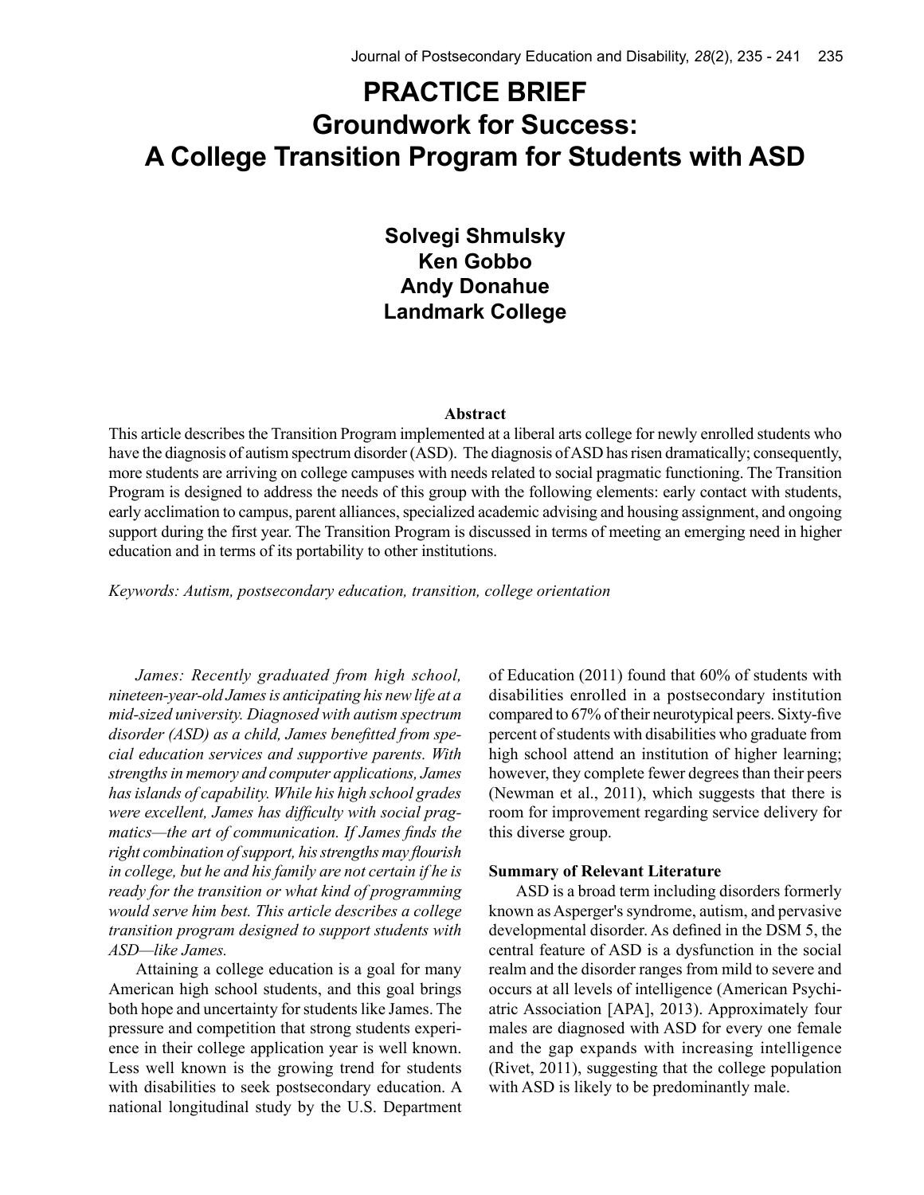# PRACTICE BRIEF
# Groundwork for Success: A College Transition Program for Students with ASD

**Solvegi Shmulsky**
**Ken Gobbo**
**Andy Donahue**
**Landmark College**

### Abstract

This article describes the Transition Program implemented at a liberal arts college for newly enrolled students who have the diagnosis of autism spectrum disorder (ASD). The diagnosis of ASD has risen dramatically; consequently, more students are arriving on college campuses with needs related to social pragmatic functioning. The Transition Program is designed to address the needs of this group with the following elements: early contact with students, early acclimation to campus, parent alliances, specialized academic advising and housing assignment, and ongoing support during the first year. The Transition Program is discussed in terms of meeting an emerging need in higher education and in terms of its portability to other institutions.

*Keywords: Autism, postsecondary education, transition, college orientation*

*James: Recently graduated from high school, nineteen-year-old James is anticipating his new life at a mid-sized university. Diagnosed with autism spectrum disorder (ASD) as a child, James benefitted from special education services and supportive parents. With strengths in memory and computer applications, James has islands of capability. While his high school grades were excellent, James has difficulty with social pragmatics—the art of communication. If James finds the right combination of support, his strengths may flourish in college, but he and his family are not certain if he is ready for the transition or what kind of programming would serve him best. This article describes a college transition program designed to support students with ASD—like James.*

Attaining a college education is a goal for many American high school students, and this goal brings both hope and uncertainty for students like James. The pressure and competition that strong students experience in their college application year is well known. Less well known is the growing trend for students with disabilities to seek postsecondary education. A national longitudinal study by the U.S. Department of Education (2011) found that 60% of students with disabilities enrolled in a postsecondary institution compared to 67% of their neurotypical peers. Sixty-five percent of students with disabilities who graduate from high school attend an institution of higher learning; however, they complete fewer degrees than their peers (Newman et al., 2011), which suggests that there is room for improvement regarding service delivery for this diverse group.

**Summary of Relevant Literature**

ASD is a broad term including disorders formerly known as Asperger's syndrome, autism, and pervasive developmental disorder. As defined in the DSM 5, the central feature of ASD is a dysfunction in the social realm and the disorder ranges from mild to severe and occurs at all levels of intelligence (American Psychiatric Association [APA], 2013). Approximately four males are diagnosed with ASD for every one female and the gap expands with increasing intelligence (Rivet, 2011), suggesting that the college population with ASD is likely to be predominantly male.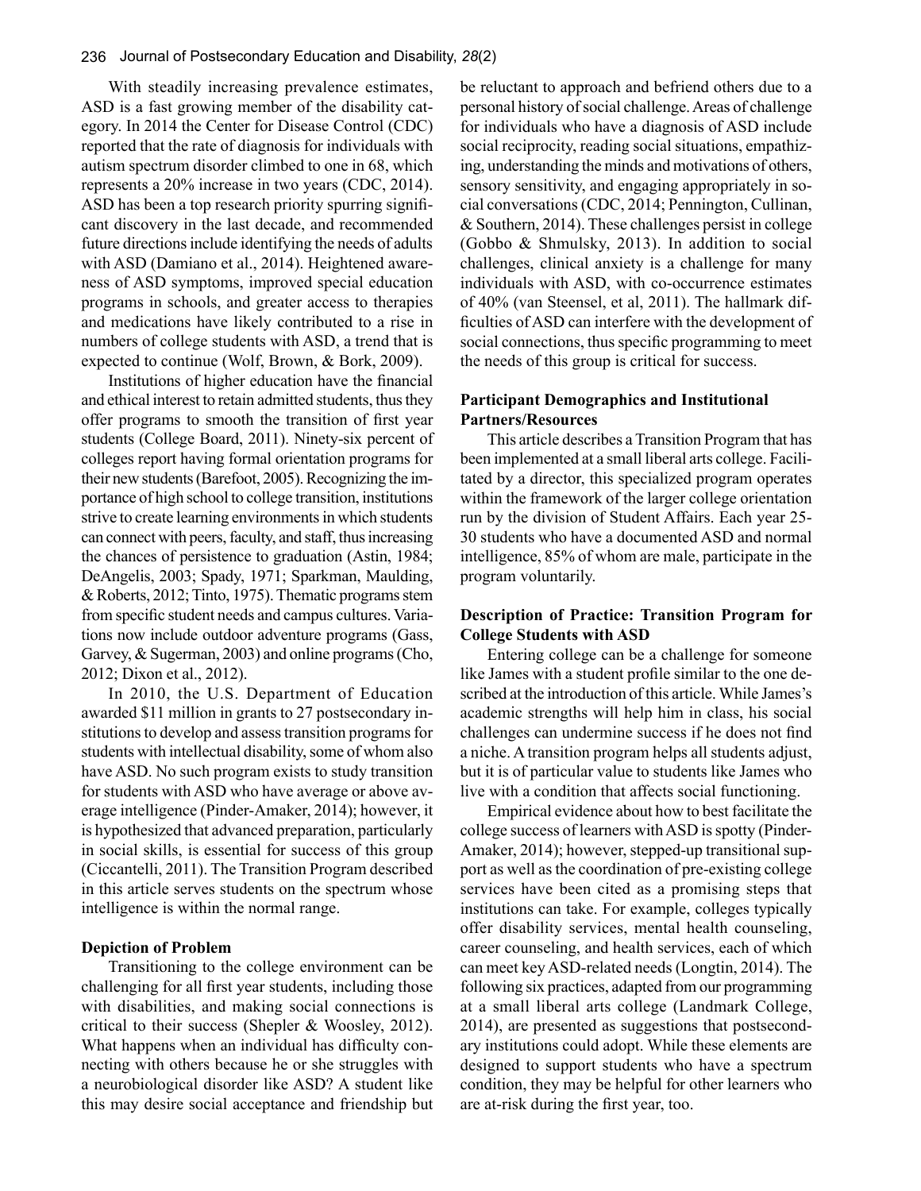With steadily increasing prevalence estimates, ASD is a fast growing member of the disability category. In 2014 the Center for Disease Control (CDC) reported that the rate of diagnosis for individuals with autism spectrum disorder climbed to one in 68, which represents a 20% increase in two years (CDC, 2014). ASD has been a top research priority spurring significant discovery in the last decade, and recommended future directions include identifying the needs of adults with ASD (Damiano et al., 2014). Heightened awareness of ASD symptoms, improved special education programs in schools, and greater access to therapies and medications have likely contributed to a rise in numbers of college students with ASD, a trend that is expected to continue (Wolf, Brown, & Bork, 2009).

Institutions of higher education have the financial and ethical interest to retain admitted students, thus they offer programs to smooth the transition of first year students (College Board, 2011). Ninety-six percent of colleges report having formal orientation programs for their new students (Barefoot, 2005). Recognizing the importance of high school to college transition, institutions strive to create learning environments in which students can connect with peers, faculty, and staff, thus increasing the chances of persistence to graduation (Astin, 1984; DeAngelis, 2003; Spady, 1971; Sparkman, Maulding, & Roberts, 2012; Tinto, 1975). Thematic programs stem from specific student needs and campus cultures. Variations now include outdoor adventure programs (Gass, Garvey, & Sugerman, 2003) and online programs (Cho, 2012; Dixon et al., 2012).

In 2010, the U.S. Department of Education awarded $11 million in grants to 27 postsecondary institutions to develop and assess transition programs for students with intellectual disability, some of whom also have ASD. No such program exists to study transition for students with ASD who have average or above average intelligence (Pinder-Amaker, 2014); however, it is hypothesized that advanced preparation, particularly in social skills, is essential for success of this group (Ciccantelli, 2011). The Transition Program described in this article serves students on the spectrum whose intelligence is within the normal range.

### Depiction of Problem

Transitioning to the college environment can be challenging for all first year students, including those with disabilities, and making social connections is critical to their success (Shepler & Woosley, 2012). What happens when an individual has difficulty connecting with others because he or she struggles with a neurobiological disorder like ASD? A student like this may desire social acceptance and friendship but be reluctant to approach and befriend others due to a personal history of social challenge. Areas of challenge for individuals who have a diagnosis of ASD include social reciprocity, reading social situations, empathizing, understanding the minds and motivations of others, sensory sensitivity, and engaging appropriately in social conversations (CDC, 2014; Pennington, Cullinan, & Southern, 2014). These challenges persist in college (Gobbo & Shmulsky, 2013). In addition to social challenges, clinical anxiety is a challenge for many individuals with ASD, with co-occurrence estimates of 40% (van Steensel, et al, 2011). The hallmark difficulties of ASD can interfere with the development of social connections, thus specific programming to meet the needs of this group is critical for success.

### Participant Demographics and Institutional Partners/Resources

This article describes a Transition Program that has been implemented at a small liberal arts college. Facilitated by a director, this specialized program operates within the framework of the larger college orientation run by the division of Student Affairs. Each year 25-30 students who have a documented ASD and normal intelligence, 85% of whom are male, participate in the program voluntarily.

### Description of Practice: Transition Program for College Students with ASD

Entering college can be a challenge for someone like James with a student profile similar to the one described at the introduction of this article. While James's academic strengths will help him in class, his social challenges can undermine success if he does not find a niche. A transition program helps all students adjust, but it is of particular value to students like James who live with a condition that affects social functioning.

Empirical evidence about how to best facilitate the college success of learners with ASD is spotty (Pinder-Amaker, 2014); however, stepped-up transitional support as well as the coordination of pre-existing college services have been cited as a promising steps that institutions can take. For example, colleges typically offer disability services, mental health counseling, career counseling, and health services, each of which can meet key ASD-related needs (Longtin, 2014). The following six practices, adapted from our programming at a small liberal arts college (Landmark College, 2014), are presented as suggestions that postsecondary institutions could adopt. While these elements are designed to support students who have a spectrum condition, they may be helpful for other learners who are at-risk during the first year, too.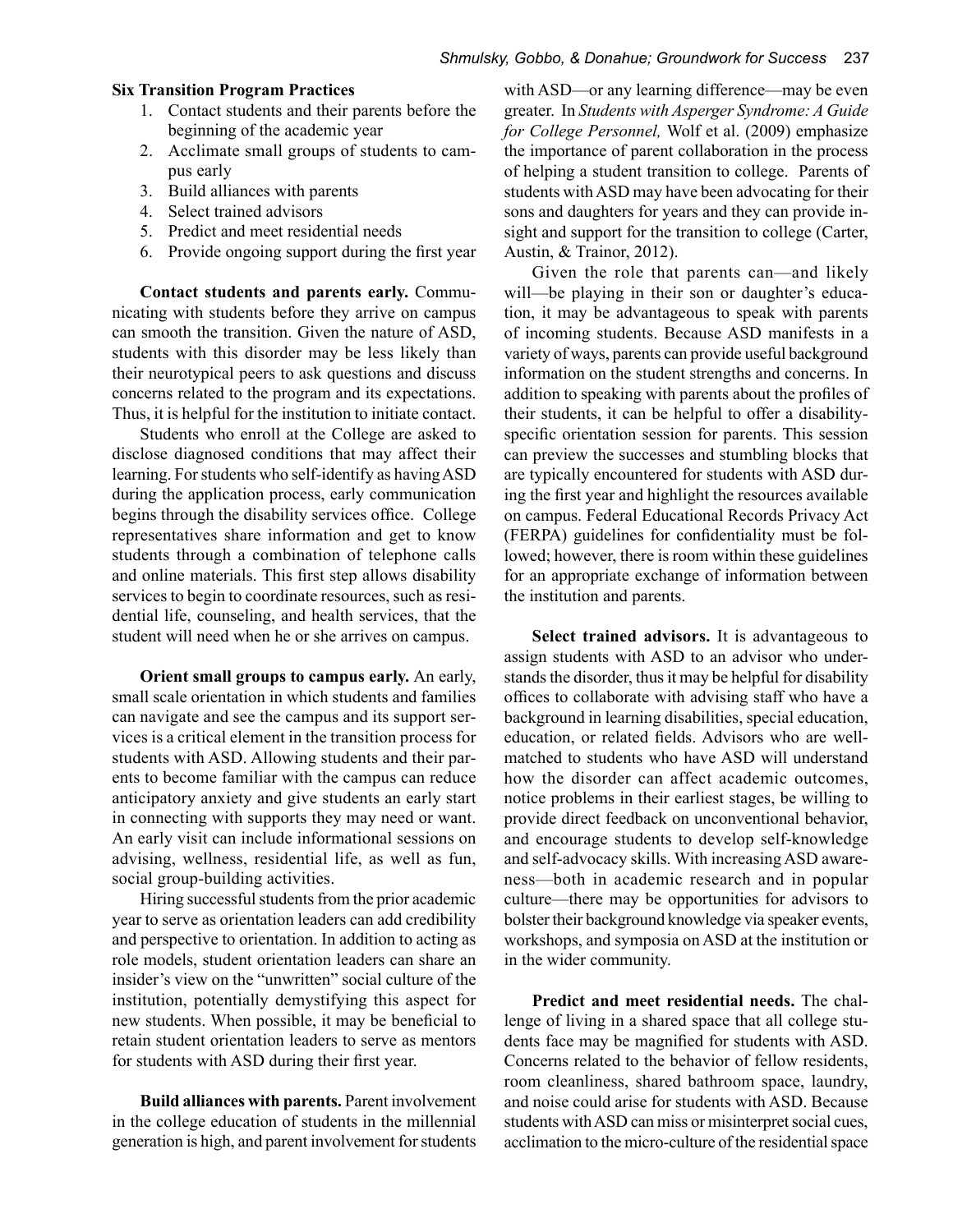**Six Transition Program Practices**

1. Contact students and their parents before the beginning of the academic year
2. Acclimate small groups of students to campus early
3. Build alliances with parents
4. Select trained advisors
5. Predict and meet residential needs
6. Provide ongoing support during the first year

**Contact students and parents early.** Communicating with students before they arrive on campus can smooth the transition. Given the nature of ASD, students with this disorder may be less likely than their neurotypical peers to ask questions and discuss concerns related to the program and its expectations. Thus, it is helpful for the institution to initiate contact.

Students who enroll at the College are asked to disclose diagnosed conditions that may affect their learning. For students who self-identify as having ASD during the application process, early communication begins through the disability services office. College representatives share information and get to know students through a combination of telephone calls and online materials. This first step allows disability services to begin to coordinate resources, such as residential life, counseling, and health services, that the student will need when he or she arrives on campus.

**Orient small groups to campus early.** An early, small scale orientation in which students and families can navigate and see the campus and its support services is a critical element in the transition process for students with ASD. Allowing students and their parents to become familiar with the campus can reduce anticipatory anxiety and give students an early start in connecting with supports they may need or want. An early visit can include informational sessions on advising, wellness, residential life, as well as fun, social group-building activities.

Hiring successful students from the prior academic year to serve as orientation leaders can add credibility and perspective to orientation. In addition to acting as role models, student orientation leaders can share an insider's view on the "unwritten" social culture of the institution, potentially demystifying this aspect for new students. When possible, it may be beneficial to retain student orientation leaders to serve as mentors for students with ASD during their first year.

**Build alliances with parents.** Parent involvement in the college education of students in the millennial generation is high, and parent involvement for students with ASD—or any learning difference—may be even greater. In *Students with Asperger Syndrome: A Guide for College Personnel,* Wolf et al. (2009) emphasize the importance of parent collaboration in the process of helping a student transition to college. Parents of students with ASD may have been advocating for their sons and daughters for years and they can provide insight and support for the transition to college (Carter, Austin, & Trainor, 2012).

Given the role that parents can—and likely will—be playing in their son or daughter's education, it may be advantageous to speak with parents of incoming students. Because ASD manifests in a variety of ways, parents can provide useful background information on the student strengths and concerns. In addition to speaking with parents about the profiles of their students, it can be helpful to offer a disability-specific orientation session for parents. This session can preview the successes and stumbling blocks that are typically encountered for students with ASD during the first year and highlight the resources available on campus. Federal Educational Records Privacy Act (FERPA) guidelines for confidentiality must be followed; however, there is room within these guidelines for an appropriate exchange of information between the institution and parents.

**Select trained advisors.** It is advantageous to assign students with ASD to an advisor who understands the disorder, thus it may be helpful for disability offices to collaborate with advising staff who have a background in learning disabilities, special education, education, or related fields. Advisors who are well-matched to students who have ASD will understand how the disorder can affect academic outcomes, notice problems in their earliest stages, be willing to provide direct feedback on unconventional behavior, and encourage students to develop self-knowledge and self-advocacy skills. With increasing ASD awareness—both in academic research and in popular culture—there may be opportunities for advisors to bolster their background knowledge via speaker events, workshops, and symposia on ASD at the institution or in the wider community.

**Predict and meet residential needs.** The challenge of living in a shared space that all college students face may be magnified for students with ASD. Concerns related to the behavior of fellow residents, room cleanliness, shared bathroom space, laundry, and noise could arise for students with ASD. Because students with ASD can miss or misinterpret social cues, acclimation to the micro-culture of the residential space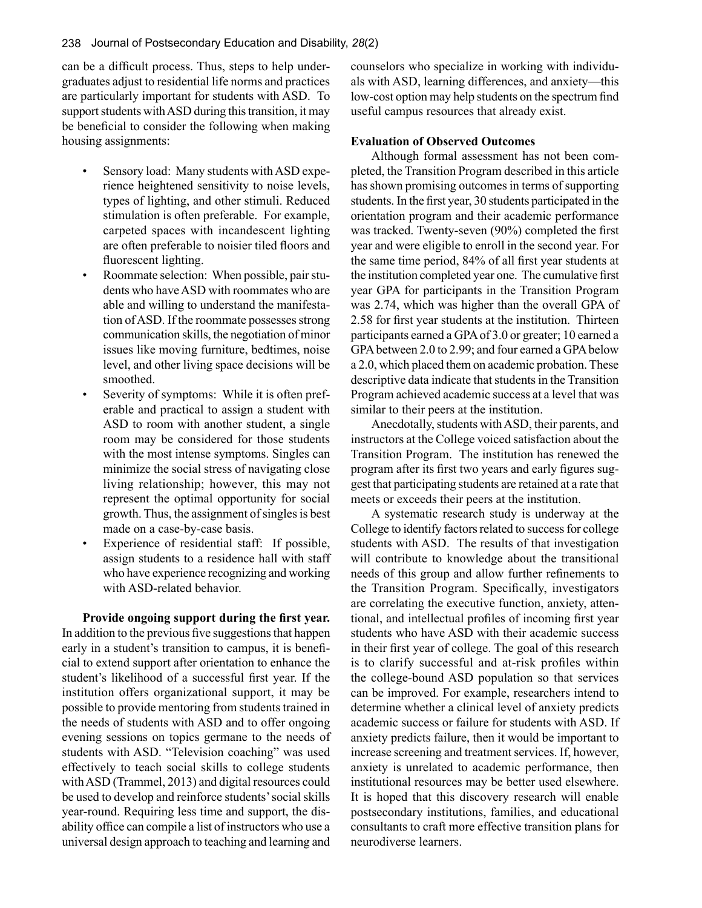can be a difficult process. Thus, steps to help undergraduates adjust to residential life norms and practices are particularly important for students with ASD. To support students with ASD during this transition, it may be beneficial to consider the following when making housing assignments:

- Sensory load: Many students with ASD experience heightened sensitivity to noise levels, types of lighting, and other stimuli. Reduced stimulation is often preferable. For example, carpeted spaces with incandescent lighting are often preferable to noisier tiled floors and fluorescent lighting.
- Roommate selection: When possible, pair students who have ASD with roommates who are able and willing to understand the manifestation of ASD. If the roommate possesses strong communication skills, the negotiation of minor issues like moving furniture, bedtimes, noise level, and other living space decisions will be smoothed.
- Severity of symptoms: While it is often preferable and practical to assign a student with ASD to room with another student, a single room may be considered for those students with the most intense symptoms. Singles can minimize the social stress of navigating close living relationship; however, this may not represent the optimal opportunity for social growth. Thus, the assignment of singles is best made on a case-by-case basis.
- Experience of residential staff: If possible, assign students to a residence hall with staff who have experience recognizing and working with ASD-related behavior.

**Provide ongoing support during the first year.** In addition to the previous five suggestions that happen early in a student's transition to campus, it is beneficial to extend support after orientation to enhance the student's likelihood of a successful first year. If the institution offers organizational support, it may be possible to provide mentoring from students trained in the needs of students with ASD and to offer ongoing evening sessions on topics germane to the needs of students with ASD. "Television coaching" was used effectively to teach social skills to college students with ASD (Trammel, 2013) and digital resources could be used to develop and reinforce students' social skills year-round. Requiring less time and support, the disability office can compile a list of instructors who use a universal design approach to teaching and learning and counselors who specialize in working with individuals with ASD, learning differences, and anxiety—this low-cost option may help students on the spectrum find useful campus resources that already exist.

### Evaluation of Observed Outcomes

Although formal assessment has not been completed, the Transition Program described in this article has shown promising outcomes in terms of supporting students. In the first year, 30 students participated in the orientation program and their academic performance was tracked. Twenty-seven (90%) completed the first year and were eligible to enroll in the second year. For the same time period, 84% of all first year students at the institution completed year one. The cumulative first year GPA for participants in the Transition Program was 2.74, which was higher than the overall GPA of 2.58 for first year students at the institution. Thirteen participants earned a GPA of 3.0 or greater; 10 earned a GPA between 2.0 to 2.99; and four earned a GPA below a 2.0, which placed them on academic probation. These descriptive data indicate that students in the Transition Program achieved academic success at a level that was similar to their peers at the institution.

Anecdotally, students with ASD, their parents, and instructors at the College voiced satisfaction about the Transition Program. The institution has renewed the program after its first two years and early figures suggest that participating students are retained at a rate that meets or exceeds their peers at the institution.

A systematic research study is underway at the College to identify factors related to success for college students with ASD. The results of that investigation will contribute to knowledge about the transitional needs of this group and allow further refinements to the Transition Program. Specifically, investigators are correlating the executive function, anxiety, attentional, and intellectual profiles of incoming first year students who have ASD with their academic success in their first year of college. The goal of this research is to clarify successful and at-risk profiles within the college-bound ASD population so that services can be improved. For example, researchers intend to determine whether a clinical level of anxiety predicts academic success or failure for students with ASD. If anxiety predicts failure, then it would be important to increase screening and treatment services. If, however, anxiety is unrelated to academic performance, then institutional resources may be better used elsewhere. It is hoped that this discovery research will enable postsecondary institutions, families, and educational consultants to craft more effective transition plans for neurodiverse learners.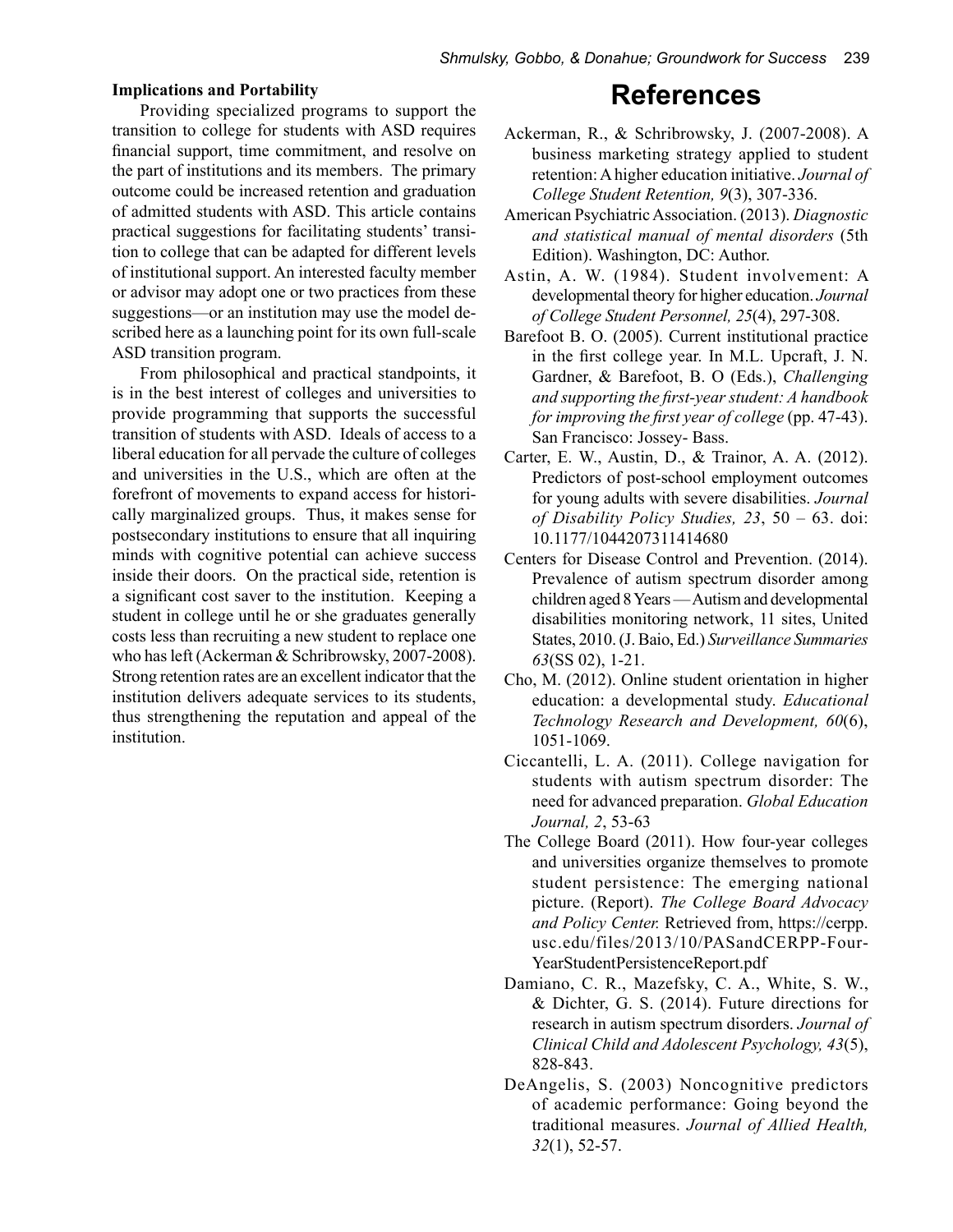### Implications and Portability

Providing specialized programs to support the transition to college for students with ASD requires financial support, time commitment, and resolve on the part of institutions and its members. The primary outcome could be increased retention and graduation of admitted students with ASD. This article contains practical suggestions for facilitating students' transition to college that can be adapted for different levels of institutional support. An interested faculty member or advisor may adopt one or two practices from these suggestions—or an institution may use the model described here as a launching point for its own full-scale ASD transition program.

From philosophical and practical standpoints, it is in the best interest of colleges and universities to provide programming that supports the successful transition of students with ASD. Ideals of access to a liberal education for all pervade the culture of colleges and universities in the U.S., which are often at the forefront of movements to expand access for historically marginalized groups. Thus, it makes sense for postsecondary institutions to ensure that all inquiring minds with cognitive potential can achieve success inside their doors. On the practical side, retention is a significant cost saver to the institution. Keeping a student in college until he or she graduates generally costs less than recruiting a new student to replace one who has left (Ackerman & Schribrowsky, 2007-2008). Strong retention rates are an excellent indicator that the institution delivers adequate services to its students, thus strengthening the reputation and appeal of the institution.

# References

Ackerman, R., & Schribrowsky, J. (2007-2008). A business marketing strategy applied to student retention: A higher education initiative. *Journal of College Student Retention, 9*(3), 307-336.

American Psychiatric Association. (2013). *Diagnostic and statistical manual of mental disorders* (5th Edition). Washington, DC: Author.

Astin, A. W. (1984). Student involvement: A developmental theory for higher education. *Journal of College Student Personnel, 25*(4), 297-308.

Barefoot B. O. (2005). Current institutional practice in the first college year. In M.L. Upcraft, J. N. Gardner, & Barefoot, B. O (Eds.), *Challenging and supporting the first-year student: A handbook for improving the first year of college* (pp. 47-43). San Francisco: Jossey- Bass.

Carter, E. W., Austin, D., & Trainor, A. A. (2012). Predictors of post-school employment outcomes for young adults with severe disabilities. *Journal of Disability Policy Studies, 23*, 50 – 63. doi: 10.1177/1044207311414680

Centers for Disease Control and Prevention. (2014). Prevalence of autism spectrum disorder among children aged 8 Years — Autism and developmental disabilities monitoring network, 11 sites, United States, 2010. (J. Baio, Ed.) *Surveillance Summaries 63*(SS 02), 1-21.

Cho, M. (2012). Online student orientation in higher education: a developmental study. *Educational Technology Research and Development, 60*(6), 1051-1069.

Ciccantelli, L. A. (2011). College navigation for students with autism spectrum disorder: The need for advanced preparation. *Global Education Journal, 2*, 53-63

The College Board (2011). How four-year colleges and universities organize themselves to promote student persistence: The emerging national picture. (Report). *The College Board Advocacy and Policy Center.* Retrieved from, https://cerpp.usc.edu/files/2013/10/PASandCERPP-Four-YearStudentPersistenceReport.pdf

Damiano, C. R., Mazefsky, C. A., White, S. W., & Dichter, G. S. (2014). Future directions for research in autism spectrum disorders. *Journal of Clinical Child and Adolescent Psychology, 43*(5), 828-843.

DeAngelis, S. (2003) Noncognitive predictors of academic performance: Going beyond the traditional measures. *Journal of Allied Health, 32*(1), 52-57.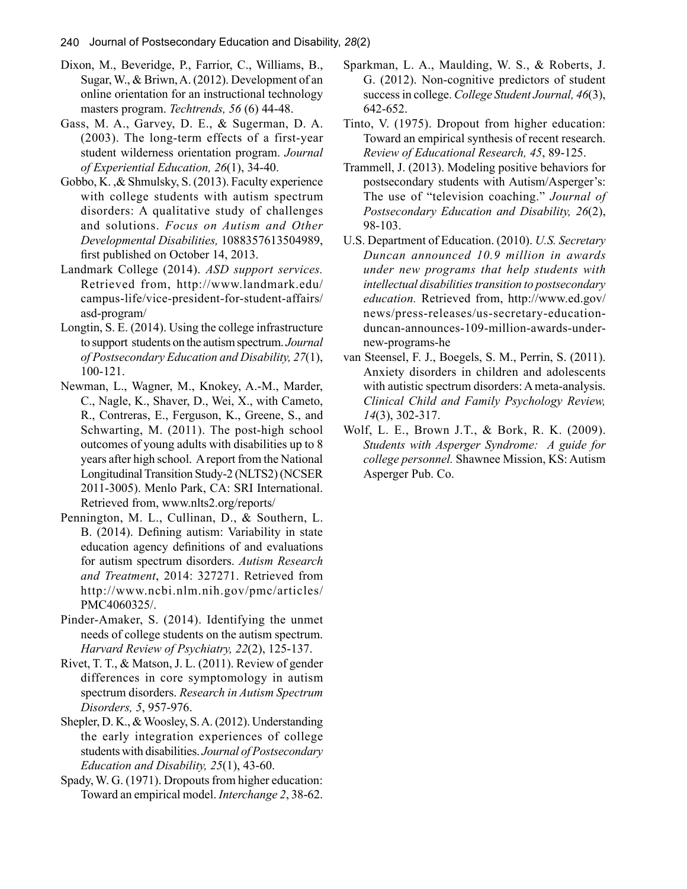Dixon, M., Beveridge, P., Farrior, C., Williams, B., Sugar, W., & Briwn, A. (2012). Development of an online orientation for an instructional technology masters program. *Techtrends, 56* (6) 44-48.

Gass, M. A., Garvey, D. E., & Sugerman, D. A. (2003). The long-term effects of a first-year student wilderness orientation program. *Journal of Experiential Education, 26*(1), 34-40.

Gobbo, K. ,& Shmulsky, S. (2013). Faculty experience with college students with autism spectrum disorders: A qualitative study of challenges and solutions. *Focus on Autism and Other Developmental Disabilities,* 1088357613504989, first published on October 14, 2013.

Landmark College (2014). *ASD support services.* Retrieved from, http://www.landmark.edu/campus-life/vice-president-for-student-affairs/asd-program/

Longtin, S. E. (2014). Using the college infrastructure to support students on the autism spectrum. *Journal of Postsecondary Education and Disability, 27*(1), 100-121.

Newman, L., Wagner, M., Knokey, A.-M., Marder, C., Nagle, K., Shaver, D., Wei, X., with Cameto, R., Contreras, E., Ferguson, K., Greene, S., and Schwarting, M. (2011). The post-high school outcomes of young adults with disabilities up to 8 years after high school. A report from the National Longitudinal Transition Study-2 (NLTS2) (NCSER 2011-3005). Menlo Park, CA: SRI International. Retrieved from, www.nlts2.org/reports/

Pennington, M. L., Cullinan, D., & Southern, L. B. (2014). Defining autism: Variability in state education agency definitions of and evaluations for autism spectrum disorders. *Autism Research and Treatment*, 2014: 327271. Retrieved from http://www.ncbi.nlm.nih.gov/pmc/articles/PMC4060325/.

Pinder-Amaker, S. (2014). Identifying the unmet needs of college students on the autism spectrum. *Harvard Review of Psychiatry, 22*(2), 125-137.

Rivet, T. T., & Matson, J. L. (2011). Review of gender differences in core symptomology in autism spectrum disorders. *Research in Autism Spectrum Disorders, 5*, 957-976.

Shepler, D. K., & Woosley, S. A. (2012). Understanding the early integration experiences of college students with disabilities. *Journal of Postsecondary Education and Disability, 25*(1), 43-60.

Spady, W. G. (1971). Dropouts from higher education: Toward an empirical model. *Interchange 2*, 38-62.

Sparkman, L. A., Maulding, W. S., & Roberts, J. G. (2012). Non-cognitive predictors of student success in college. *College Student Journal, 46*(3), 642-652.

Tinto, V. (1975). Dropout from higher education: Toward an empirical synthesis of recent research. *Review of Educational Research, 45*, 89-125.

Trammell, J. (2013). Modeling positive behaviors for postsecondary students with Autism/Asperger's: The use of "television coaching." *Journal of Postsecondary Education and Disability, 26*(2), 98-103.

U.S. Department of Education. (2010). *U.S. Secretary Duncan announced 10.9 million in awards under new programs that help students with intellectual disabilities transition to postsecondary education.* Retrieved from, http://www.ed.gov/news/press-releases/us-secretary-education-duncan-announces-109-million-awards-under-new-programs-he

van Steensel, F. J., Boegels, S. M., Perrin, S. (2011). Anxiety disorders in children and adolescents with autistic spectrum disorders: A meta-analysis. *Clinical Child and Family Psychology Review, 14*(3), 302-317.

Wolf, L. E., Brown J.T., & Bork, R. K. (2009). *Students with Asperger Syndrome: A guide for college personnel.* Shawnee Mission, KS: Autism Asperger Pub. Co.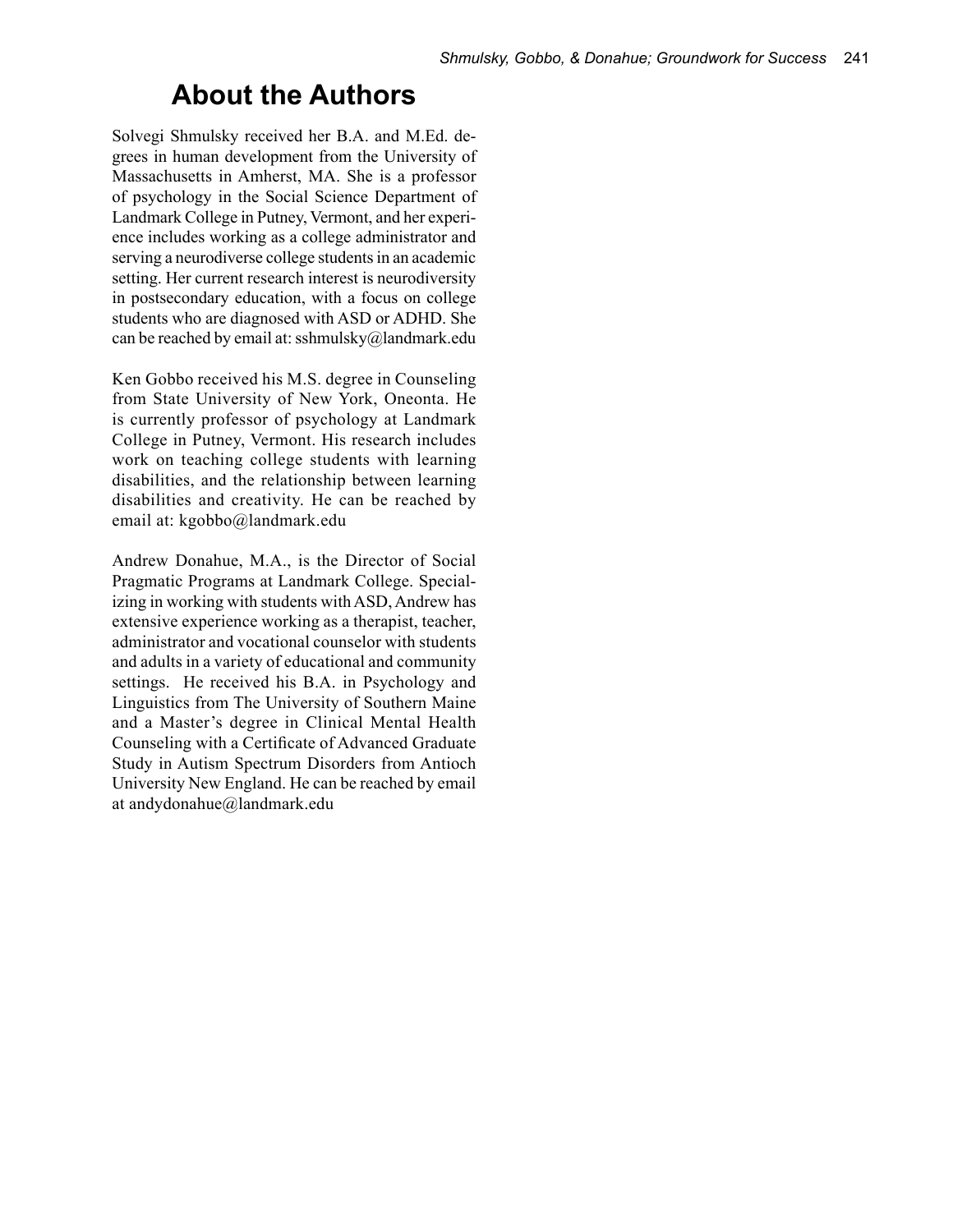# About the Authors

Solvegi Shmulsky received her B.A. and M.Ed. degrees in human development from the University of Massachusetts in Amherst, MA. She is a professor of psychology in the Social Science Department of Landmark College in Putney, Vermont, and her experience includes working as a college administrator and serving a neurodiverse college students in an academic setting. Her current research interest is neurodiversity in postsecondary education, with a focus on college students who are diagnosed with ASD or ADHD. She can be reached by email at: sshmulsky@landmark.edu

Ken Gobbo received his M.S. degree in Counseling from State University of New York, Oneonta. He is currently professor of psychology at Landmark College in Putney, Vermont. His research includes work on teaching college students with learning disabilities, and the relationship between learning disabilities and creativity. He can be reached by email at: kgobbo@landmark.edu

Andrew Donahue, M.A., is the Director of Social Pragmatic Programs at Landmark College. Specializing in working with students with ASD, Andrew has extensive experience working as a therapist, teacher, administrator and vocational counselor with students and adults in a variety of educational and community settings. He received his B.A. in Psychology and Linguistics from The University of Southern Maine and a Master's degree in Clinical Mental Health Counseling with a Certificate of Advanced Graduate Study in Autism Spectrum Disorders from Antioch University New England. He can be reached by email at andydonahue@landmark.edu